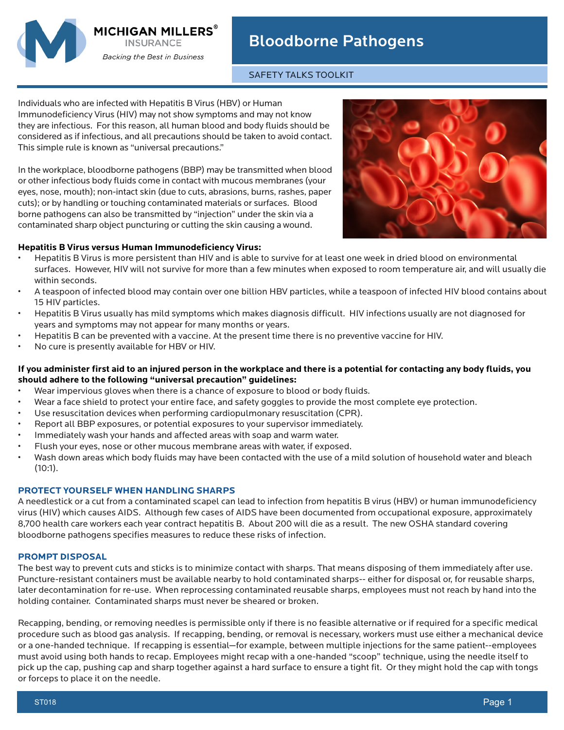MICHIGAN MILLERS® INSURANCE

*Backing the Best in Business*

# Bloodborne Pathogens

SAFETY TALKS TOOLKIT

Individuals who are infected with Hepatitis B Virus (HBV) or Human Immunodeficiency Virus (HIV) may not show symptoms and may not know they are infectious. For this reason, all human blood and body fluids should be considered as if infectious, and all precautions should be taken to avoid contact. This simple rule is known as "universal precautions."

In the workplace, bloodborne pathogens (BBP) may be transmitted when blood or other infectious body fluids come in contact with mucous membranes (your eyes, nose, mouth); non-intact skin (due to cuts, abrasions, burns, rashes, paper cuts); or by handling or touching contaminated materials or surfaces. Blood borne pathogens can also be transmitted by "injection" under the skin via a contaminated sharp object puncturing or cutting the skin causing a wound.

**Hepatitis B Virus versus Human Immunodeficiency Virus:**

- Hepatitis B Virus is more persistent than HIV and is able to survive for at least one week in dried blood on environmental surfaces. However, HIV will not survive for more than a few minutes when exposed to room temperature air, and will usually die within seconds.
- A teaspoon of infected blood may contain over one billion HBV particles, while a teaspoon of infected HIV blood contains about 15 HIV particles.
- Hepatitis B Virus usually has mild symptoms which makes diagnosis difficult. HIV infections usually are not diagnosed for years and symptoms may not appear for many months or years.
- Hepatitis B can be prevented with a vaccine. At the present time there is no preventive vaccine for HIV.
- No cure is presently available for HBV or HIV.

**If you administer first aid to an injured person in the workplace and there is a potential for contacting any body fluids, you should adhere to the following "universal precaution" guidelines:**

- Wear impervious gloves when there is a chance of exposure to blood or body fluids.
- Wear a face shield to protect your entire face, and safety goggles to provide the most complete eye protection.
- Use resuscitation devices when performing cardiopulmonary resuscitation (CPR).
- Report all BBP exposures, or potential exposures to your supervisor immediately.
- Immediately wash your hands and affected areas with soap and warm water.
- Flush your eyes, nose or other mucous membrane areas with water, if exposed.
- Wash down areas which body fluids may have been contacted with the use of a mild solution of household water and bleach (10:1).

## PROTECT YOURSELF WHEN HANDLING SHARPS

A needlestick or a cut from a contaminated scapel can lead to infection from hepatitis B virus (HBV) or human immunodeficiency virus (HIV) which causes AIDS. Although few cases of AIDS have been documented from occupational exposure, approximately 8,700 health care workers each year contract hepatitis B. About 200 will die as a result. The new OSHA standard covering bloodborne pathogens specifies measures to reduce these risks of infection.

## PROMPT DISPOSAL

The best way to prevent cuts and sticks is to minimize contact with sharps. That means disposing of them immediately after use. Puncture-resistant containers must be available nearby to hold contaminated sharps-- either for disposal or, for reusable sharps, later decontamination for re-use. When reprocessing contaminated reusable sharps, employees must not reach by hand into the holding container. Contaminated sharps must never be sheared or broken.

Recapping, bending, or removing needles is permissible only if there is no feasible alternative or if required for a specific medical procedure such as blood gas analysis. If recapping, bending, or removal is necessary, workers must use either a mechanical device or a one-handed technique. If recapping is essential—for example, between multiple injections for the same patient--employees must avoid using both hands to recap. Employees might recap with a one-handed "scoop" technique, using the needle itself to pick up the cap, pushing cap and sharp together against a hard surface to ensure a tight fit. Or they might hold the cap with tongs or forceps to place it on the needle.

ST018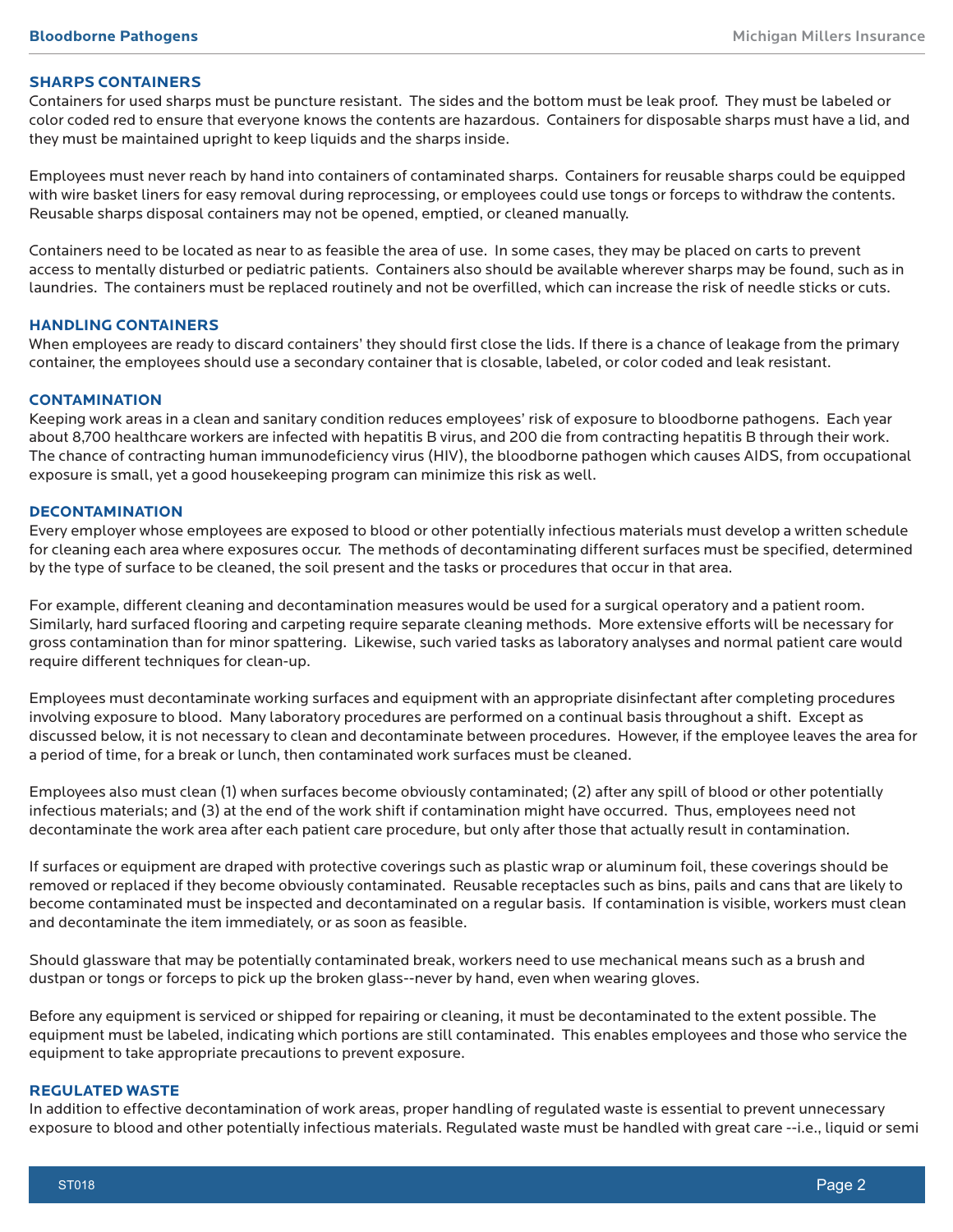## SHARPS CONTAINERS

Containers for used sharps must be puncture resistant. The sides and the bottom must be leak proof. They must be labeled or color coded red to ensure that everyone knows the contents are hazardous. Containers for disposable sharps must have a lid, and they must be maintained upright to keep liquids and the sharps inside.

Employees must never reach by hand into containers of contaminated sharps. Containers for reusable sharps could be equipped with wire basket liners for easy removal during reprocessing, or employees could use tongs or forceps to withdraw the contents. Reusable sharps disposal containers may not be opened, emptied, or cleaned manually.

Containers need to be located as near to as feasible the area of use. In some cases, they may be placed on carts to prevent access to mentally disturbed or pediatric patients. Containers also should be available wherever sharps may be found, such as in laundries. The containers must be replaced routinely and not be overfilled, which can increase the risk of needle sticks or cuts.

## HANDLING CONTAINERS

When employees are ready to discard containers' they should first close the lids. If there is a chance of leakage from the primary container, the employees should use a secondary container that is closable, labeled, or color coded and leak resistant.

## CONTAMINATION

Keeping work areas in a clean and sanitary condition reduces employees' risk of exposure to bloodborne pathogens. Each year about 8,700 healthcare workers are infected with hepatitis B virus, and 200 die from contracting hepatitis B through their work. The chance of contracting human immunodeficiency virus (HIV), the bloodborne pathogen which causes AIDS, from occupational exposure is small, yet a good housekeeping program can minimize this risk as well.

## DECONTAMINATION

Every employer whose employees are exposed to blood or other potentially infectious materials must develop a written schedule for cleaning each area where exposures occur. The methods of decontaminating different surfaces must be specified, determined by the type of surface to be cleaned, the soil present and the tasks or procedures that occur in that area.

For example, different cleaning and decontamination measures would be used for a surgical operatory and a patient room. Similarly, hard surfaced flooring and carpeting require separate cleaning methods. More extensive efforts will be necessary for gross contamination than for minor spattering. Likewise, such varied tasks as laboratory analyses and normal patient care would require different techniques for clean-up.

Employees must decontaminate working surfaces and equipment with an appropriate disinfectant after completing procedures involving exposure to blood. Many laboratory procedures are performed on a continual basis throughout a shift. Except as discussed below, it is not necessary to clean and decontaminate between procedures. However, if the employee leaves the area for a period of time, for a break or lunch, then contaminated work surfaces must be cleaned.

Employees also must clean (1) when surfaces become obviously contaminated; (2) after any spill of blood or other potentially infectious materials; and (3) at the end of the work shift if contamination might have occurred. Thus, employees need not decontaminate the work area after each patient care procedure, but only after those that actually result in contamination.

If surfaces or equipment are draped with protective coverings such as plastic wrap or aluminum foil, these coverings should be removed or replaced if they become obviously contaminated. Reusable receptacles such as bins, pails and cans that are likely to become contaminated must be inspected and decontaminated on a regular basis. If contamination is visible, workers must clean and decontaminate the item immediately, or as soon as feasible.

Should glassware that may be potentially contaminated break, workers need to use mechanical means such as a brush and dustpan or tongs or forceps to pick up the broken glass--never by hand, even when wearing gloves.

Before any equipment is serviced or shipped for repairing or cleaning, it must be decontaminated to the extent possible. The equipment must be labeled, indicating which portions are still contaminated. This enables employees and those who service the equipment to take appropriate precautions to prevent exposure.

## REGULATED WASTE

In addition to effective decontamination of work areas, proper handling of regulated waste is essential to prevent unnecessary exposure to blood and other potentially infectious materials. Regulated waste must be handled with great care --i.e., liquid or semi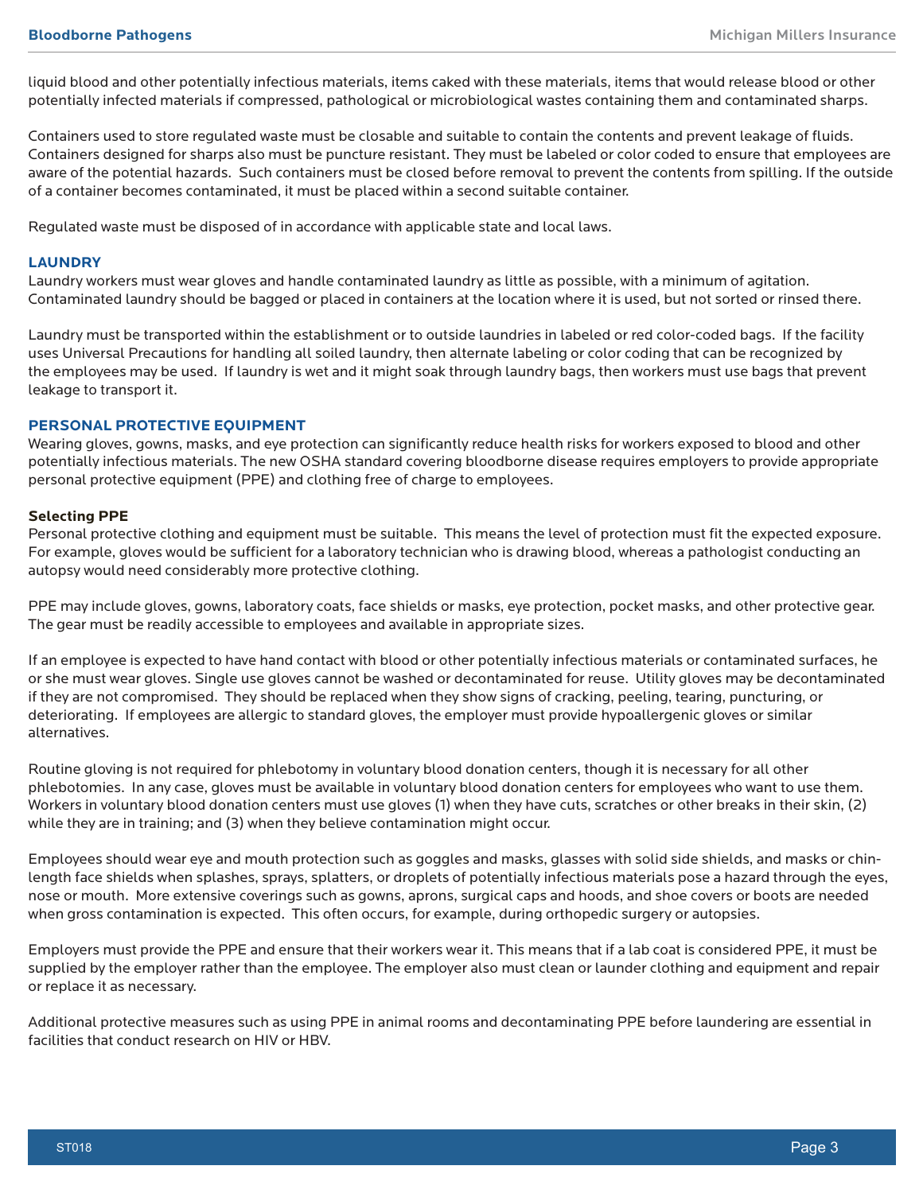liquid blood and other potentially infectious materials, items caked with these materials, items that would release blood or other potentially infected materials if compressed, pathological or microbiological wastes containing them and contaminated sharps.

Containers used to store regulated waste must be closable and suitable to contain the contents and prevent leakage of fluids. Containers designed for sharps also must be puncture resistant. They must be labeled or color coded to ensure that employees are aware of the potential hazards. Such containers must be closed before removal to prevent the contents from spilling. If the outside of a container becomes contaminated, it must be placed within a second suitable container.

Regulated waste must be disposed of in accordance with applicable state and local laws.

## LAUNDRY

Laundry workers must wear gloves and handle contaminated laundry as little as possible, with a minimum of agitation. Contaminated laundry should be bagged or placed in containers at the location where it is used, but not sorted or rinsed there.

Laundry must be transported within the establishment or to outside laundries in labeled or red color-coded bags. If the facility uses Universal Precautions for handling all soiled laundry, then alternate labeling or color coding that can be recognized by the employees may be used. If laundry is wet and it might soak through laundry bags, then workers must use bags that prevent leakage to transport it.

## PERSONAL PROTECTIVE EQUIPMENT

Wearing gloves, gowns, masks, and eye protection can significantly reduce health risks for workers exposed to blood and other potentially infectious materials. The new OSHA standard covering bloodborne disease requires employers to provide appropriate personal protective equipment (PPE) and clothing free of charge to employees.

### Selecting PPE

Personal protective clothing and equipment must be suitable. This means the level of protection must fit the expected exposure. For example, gloves would be sufficient for a laboratory technician who is drawing blood, whereas a pathologist conducting an autopsy would need considerably more protective clothing.

PPE may include gloves, gowns, laboratory coats, face shields or masks, eye protection, pocket masks, and other protective gear. The gear must be readily accessible to employees and available in appropriate sizes.

If an employee is expected to have hand contact with blood or other potentially infectious materials or contaminated surfaces, he or she must wear gloves. Single use gloves cannot be washed or decontaminated for reuse. Utility gloves may be decontaminated if they are not compromised. They should be replaced when they show signs of cracking, peeling, tearing, puncturing, or deteriorating. If employees are allergic to standard gloves, the employer must provide hypoallergenic gloves or similar alternatives.

Routine gloving is not required for phlebotomy in voluntary blood donation centers, though it is necessary for all other phlebotomies. In any case, gloves must be available in voluntary blood donation centers for employees who want to use them. Workers in voluntary blood donation centers must use gloves (1) when they have cuts, scratches or other breaks in their skin, (2) while they are in training; and (3) when they believe contamination might occur.

Employees should wear eye and mouth protection such as goggles and masks, glasses with solid side shields, and masks or chin-length face shields when splashes, sprays, splatters, or droplets of potentially infectious materials pose a hazard through the eyes, nose or mouth. More extensive coverings such as gowns, aprons, surgical caps and hoods, and shoe covers or boots are needed when gross contamination is expected. This often occurs, for example, during orthopedic surgery or autopsies.

Employers must provide the PPE and ensure that their workers wear it. This means that if a lab coat is considered PPE, it must be supplied by the employer rather than the employee. The employer also must clean or launder clothing and equipment and repair or replace it as necessary.

Additional protective measures such as using PPE in animal rooms and decontaminating PPE before laundering are essential in facilities that conduct research on HIV or HBV.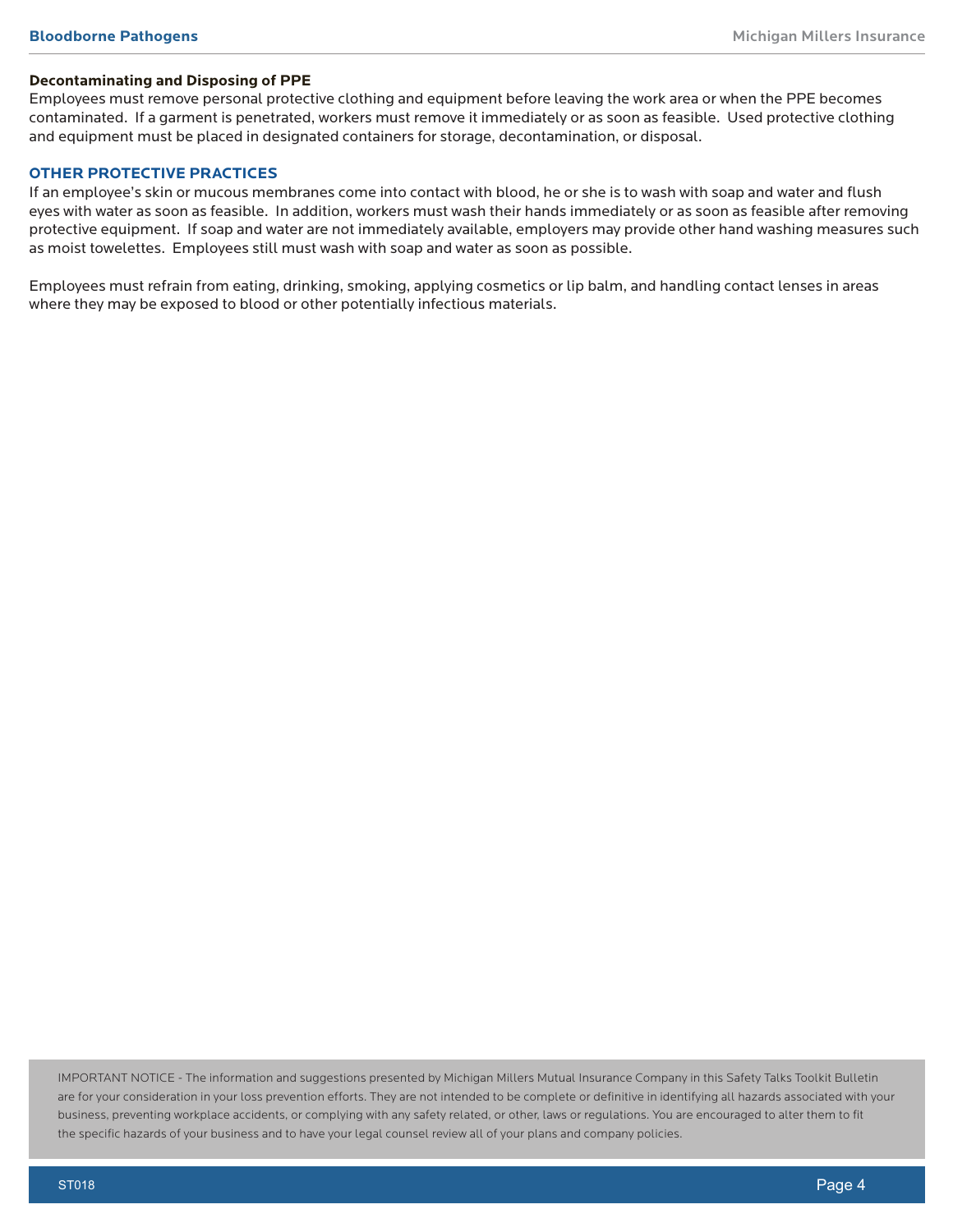**Decontaminating and Disposing of PPE**

Employees must remove personal protective clothing and equipment before leaving the work area or when the PPE becomes contaminated. If a garment is penetrated, workers must remove it immediately or as soon as feasible. Used protective clothing and equipment must be placed in designated containers for storage, decontamination, or disposal.

## OTHER PROTECTIVE PRACTICES

If an employee's skin or mucous membranes come into contact with blood, he or she is to wash with soap and water and flush eyes with water as soon as feasible. In addition, workers must wash their hands immediately or as soon as feasible after removing protective equipment. If soap and water are not immediately available, employers may provide other hand washing measures such as moist towelettes. Employees still must wash with soap and water as soon as possible.

Employees must refrain from eating, drinking, smoking, applying cosmetics or lip balm, and handling contact lenses in areas where they may be exposed to blood or other potentially infectious materials.

IMPORTANT NOTICE - The information and suggestions presented by Michigan Millers Mutual Insurance Company in this Safety Talks Toolkit Bulletin are for your consideration in your loss prevention efforts. They are not intended to be complete or definitive in identifying all hazards associated with your business, preventing workplace accidents, or complying with any safety related, or other, laws or regulations. You are encouraged to alter them to fit the specific hazards of your business and to have your legal counsel review all of your plans and company policies.